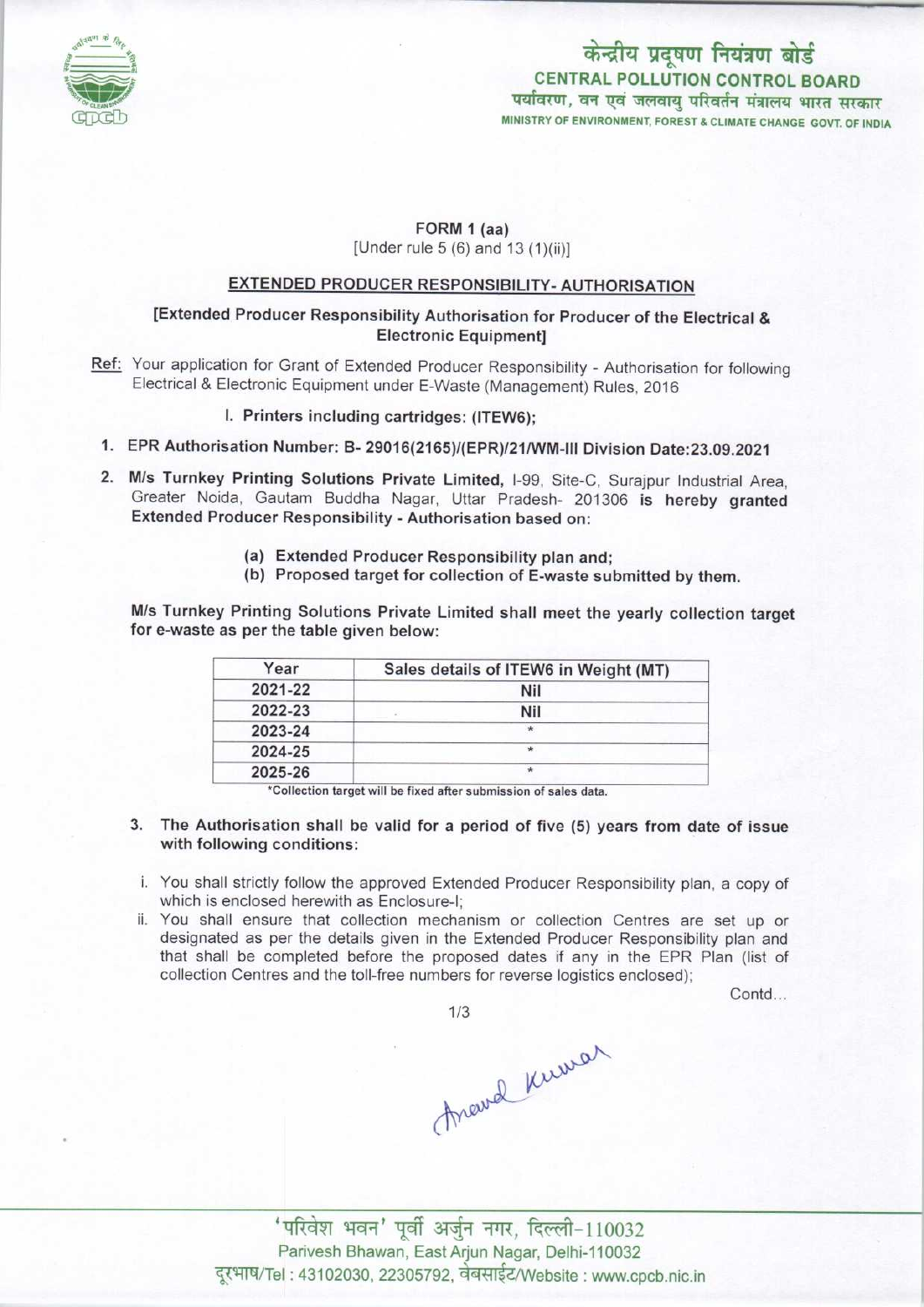केन्द्रीय प्रदूषण नियंत्रण बोर्ड
CENTRAL POLLUTION CONTROL BOARD
पर्यावरण, वन एवं जलवायु परिवर्तन मंत्रालय भारत सरकार
MINISTRY OF ENVIRONMENT, FOREST & CLIMATE CHANGE GOVT. OF INDIA

**FORM 1 (aa)**
[Under rule 5 (6) and 13 (1)(ii)]

**EXTENDED PRODUCER RESPONSIBILITY- AUTHORISATION**

**[Extended Producer Responsibility Authorisation for Producer of the Electrical & Electronic Equipment]**

Ref: Your application for Grant of Extended Producer Responsibility - Authorisation for following Electrical & Electronic Equipment under E-Waste (Management) Rules, 2016

I. **Printers including cartridges: (ITEW6);**

1. **EPR Authorisation Number: B- 29016(2165)/(EPR)/21/WM-III Division Date:23.09.2021**

2. **M/s Turnkey Printing Solutions Private Limited,** I-99, Site-C, Surajpur Industrial Area, Greater Noida, Gautam Buddha Nagar, Uttar Pradesh- 201306 **is hereby granted Extended Producer Responsibility - Authorisation based on:**

   (a) **Extended Producer Responsibility plan and;**
   (b) **Proposed target for collection of E-waste submitted by them.**

**M/s Turnkey Printing Solutions Private Limited shall meet the yearly collection target for e-waste as per the table given below:**

| Year | Sales details of ITEW6 in Weight (MT) |
|---|---|
| 2021-22 | Nil |
| 2022-23 | Nil |
| 2023-24 | * |
| 2024-25 | * |
| 2025-26 | * |

*Collection target will be fixed after submission of sales data.

3. **The Authorisation shall be valid for a period of five (5) years from date of issue with following conditions:**

   i. You shall strictly follow the approved Extended Producer Responsibility plan, a copy of which is enclosed herewith as Enclosure-I;

   ii. You shall ensure that collection mechanism or collection Centres are set up or designated as per the details given in the Extended Producer Responsibility plan and that shall be completed before the proposed dates if any in the EPR Plan (list of collection Centres and the toll-free numbers for reverse logistics enclosed);

Contd...

Anand Kumar

'परिवेश भवन' पूर्वी अर्जुन नगर, दिल्ली-110032
Parivesh Bhawan, East Arjun Nagar, Delhi-110032
दूरभाष/Tel : 43102030, 22305792, वेबसाईट/Website : www.cpcb.nic.in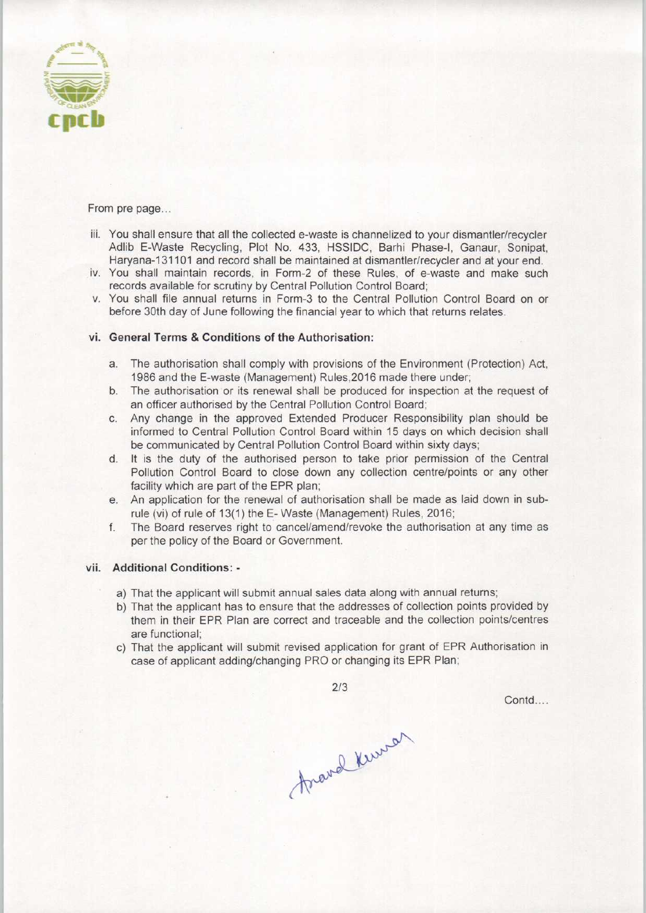From pre page...

iii. You shall ensure that all the collected e-waste is channelized to your dismantler/recycler Adlib E-Waste Recycling, Plot No. 433, HSSIDC, Barhi Phase-I, Ganaur, Sonipat, Haryana-131101 and record shall be maintained at dismantler/recycler and at your end.

iv. You shall maintain records, in Form-2 of these Rules, of e-waste and make such records available for scrutiny by Central Pollution Control Board;

v. You shall file annual returns in Form-3 to the Central Pollution Control Board on or before 30th day of June following the financial year to which that returns relates.

**vi. General Terms & Conditions of the Authorisation:**

a. The authorisation shall comply with provisions of the Environment (Protection) Act, 1986 and the E-waste (Management) Rules,2016 made there under;

b. The authorisation or its renewal shall be produced for inspection at the request of an officer authorised by the Central Pollution Control Board;

c. Any change in the approved Extended Producer Responsibility plan should be informed to Central Pollution Control Board within 15 days on which decision shall be communicated by Central Pollution Control Board within sixty days;

d. It is the duty of the authorised person to take prior permission of the Central Pollution Control Board to close down any collection centre/points or any other facility which are part of the EPR plan;

e. An application for the renewal of authorisation shall be made as laid down in sub-rule (vi) of rule of 13(1) the E- Waste (Management) Rules, 2016;

f. The Board reserves right to cancel/amend/revoke the authorisation at any time as per the policy of the Board or Government.

**vii. Additional Conditions: -**

a) That the applicant will submit annual sales data along with annual returns;

b) That the applicant has to ensure that the addresses of collection points provided by them in their EPR Plan are correct and traceable and the collection points/centres are functional;

c) That the applicant will submit revised application for grant of EPR Authorisation in case of applicant adding/changing PRO or changing its EPR Plan;

Contd....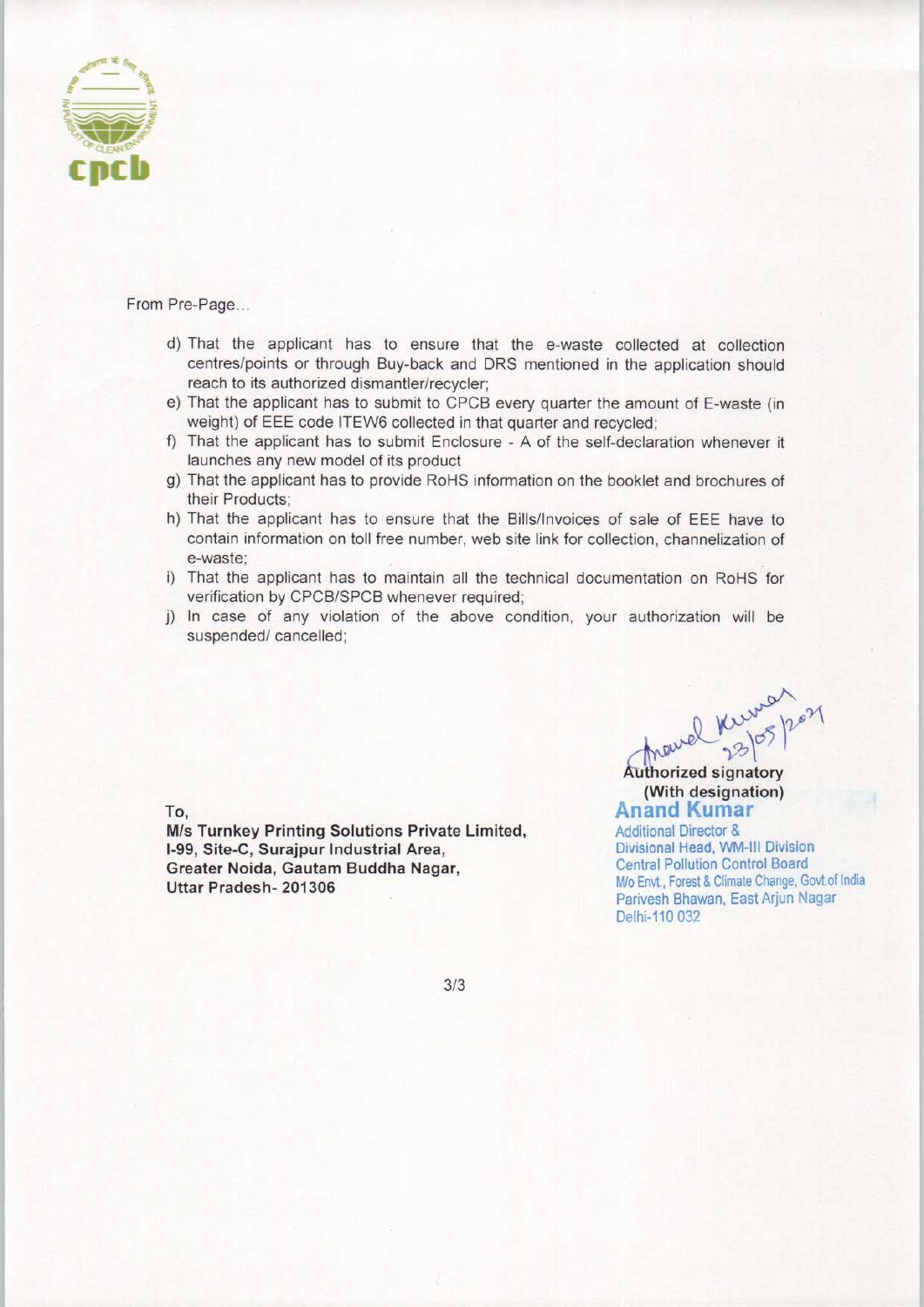From Pre-Page...

d) That the applicant has to ensure that the e-waste collected at collection centres/points or through Buy-back and DRS mentioned in the application should reach to its authorized dismantler/recycler;
e) That the applicant has to submit to CPCB every quarter the amount of E-waste (in weight) of EEE code ITEW6 collected in that quarter and recycled;
f) That the applicant has to submit Enclosure - A of the self-declaration whenever it launches any new model of its product
g) That the applicant has to provide RoHS information on the booklet and brochures of their Products;
h) That the applicant has to ensure that the Bills/Invoices of sale of EEE have to contain information on toll free number, web site link for collection, channelization of e-waste;
i) That the applicant has to maintain all the technical documentation on RoHS for verification by CPCB/SPCB whenever required;
j) In case of any violation of the above condition, your authorization will be suspended/ cancelled;

Anand Kumar 23/05/2021

**Authorized signatory**
**(With designation)**

**Anand Kumar**
Additional Director &
Divisional Head, WM-III Division
Central Pollution Control Board
M/o Envt., Forest & Climate Change, Govt.of India
Parivesh Bhawan, East Arjun Nagar
Delhi-110 032

To,
**M/s Turnkey Printing Solutions Private Limited,**
**I-99, Site-C, Surajpur Industrial Area,**
**Greater Noida, Gautam Buddha Nagar,**
**Uttar Pradesh- 201306**